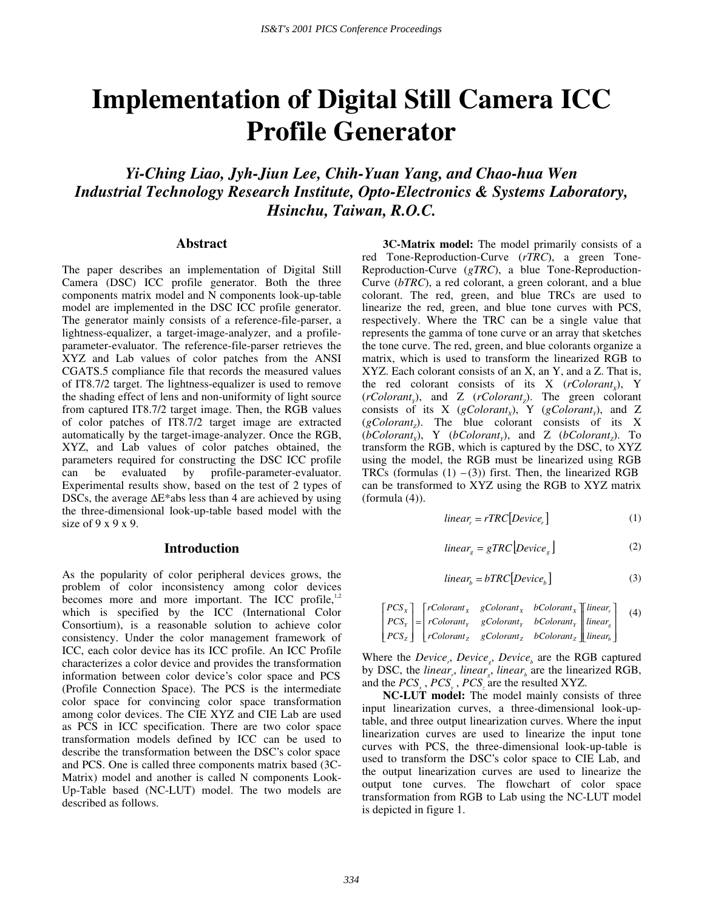# Implementation of Digital Still Camera ICC Profile Generator

***Yi-Ching Liao, Jyh-Jiun Lee, Chih-Yuan Yang, and Chao-hua Wen***
***Industrial Technology Research Institute, Opto-Electronics & Systems Laboratory, Hsinchu, Taiwan, R.O.C.***

## Abstract

The paper describes an implementation of Digital Still Camera (DSC) ICC profile generator. Both the three components matrix model and N components look-up-table model are implemented in the DSC ICC profile generator. The generator mainly consists of a reference-file-parser, a lightness-equalizer, a target-image-analyzer, and a profile-parameter-evaluator. The reference-file-parser retrieves the XYZ and Lab values of color patches from the ANSI CGATS.5 compliance file that records the measured values of IT8.7/2 target. The lightness-equalizer is used to remove the shading effect of lens and non-uniformity of light source from captured IT8.7/2 target image. Then, the RGB values of color patches of IT8.7/2 target image are extracted automatically by the target-image-analyzer. Once the RGB, XYZ, and Lab values of color patches obtained, the parameters required for constructing the DSC ICC profile can be evaluated by profile-parameter-evaluator. Experimental results show, based on the test of 2 types of DSCs, the average ΔE*abs less than 4 are achieved by using the three-dimensional look-up-table based model with the size of 9 x 9 x 9.

## Introduction

As the popularity of color peripheral devices grows, the problem of color inconsistency among color devices becomes more and more important. The ICC profile,[1,2] which is specified by the ICC (International Color Consortium), is a reasonable solution to achieve color consistency. Under the color management framework of ICC, each color device has its ICC profile. An ICC Profile characterizes a color device and provides the transformation information between color device's color space and PCS (Profile Connection Space). The PCS is the intermediate color space for convincing color space transformation among color devices. The CIE XYZ and CIE Lab are used as PCS in ICC specification. There are two color space transformation models defined by ICC can be used to describe the transformation between the DSC's color space and PCS. One is called three components matrix based (3C-Matrix) model and another is called N components Look-Up-Table based (NC-LUT) model. The two models are described as follows.

**3C-Matrix model:** The model primarily consists of a red Tone-Reproduction-Curve (*rTRC*), a green Tone-Reproduction-Curve (*gTRC*), a blue Tone-Reproduction-Curve (*bTRC*), a red colorant, a green colorant, and a blue colorant. The red, green, and blue TRCs are used to linearize the red, green, and blue tone curves with PCS, respectively. Where the TRC can be a single value that represents the gamma of tone curve or an array that sketches the tone curve. The red, green, and blue colorants organize a matrix, which is used to transform the linearized RGB to XYZ. Each colorant consists of an X, an Y, and a Z. That is, the red colorant consists of its X ($rColorant_X$), Y ($rColorant_Y$), and Z ($rColorant_Z$). The green colorant consists of its X ($gColorant_X$), Y ($gColorant_Y$), and Z ($gColorant_Z$). The blue colorant consists of its X ($bColorant_X$), Y ($bColorant_Y$), and Z ($bColorant_Z$). To transform the RGB, which is captured by the DSC, to XYZ using the model, the RGB must be linearized using RGB TRCs (formulas (1) – (3)) first. Then, the linearized RGB can be transformed to XYZ using the RGB to XYZ matrix (formula (4)).

$$linear_r = rTRC[Device_r] \tag{1}$$

$$linear_g = gTRC[Device_g] \tag{2}$$

$$linear_b = bTRC[Device_b] \tag{3}$$

$$\begin{bmatrix} PCS_X \\ PCS_Y \\ PCS_Z \end{bmatrix} = \begin{bmatrix} rColorant_X & gColorant_X & bColorant_X \\ rColorant_Y & gColorant_Y & bColorant_Y \\ rColorant_Z & gColorant_Z & bColorant_Z \end{bmatrix} \begin{bmatrix} linear_r \\ linear_g \\ linear_b \end{bmatrix} \tag{4}$$

Where the $Device_r$, $Device_g$, $Device_b$ are the RGB captured by DSC, the $linear_r$, $linear_g$, $linear_b$ are the linearized RGB, and the $PCS_x$, $PCS_y$, $PCS_z$ are the resulted XYZ.

**NC-LUT model:** The model mainly consists of three input linearization curves, a three-dimensional look-up-table, and three output linearization curves. Where the input linearization curves are used to linearize the input tone curves with PCS, the three-dimensional look-up-table is used to transform the DSC's color space to CIE Lab, and the output linearization curves are used to linearize the output tone curves. The flowchart of color space transformation from RGB to Lab using the NC-LUT model is depicted in figure 1.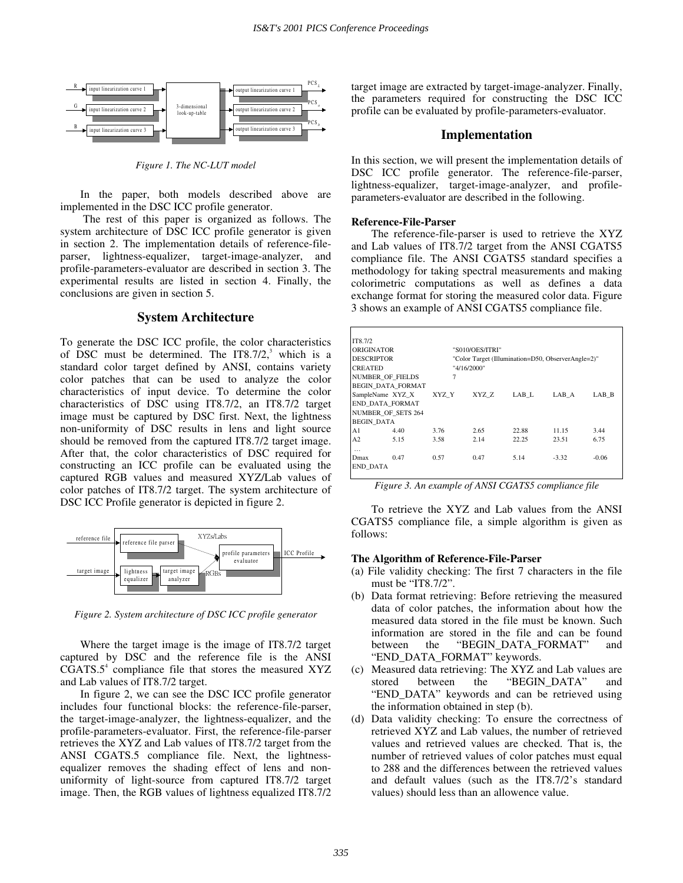Figure 1. The NC-LUT model

In the paper, both models described above are implemented in the DSC ICC profile generator.

The rest of this paper is organized as follows. The system architecture of DSC ICC profile generator is given in section 2. The implementation details of reference-file-parser, lightness-equalizer, target-image-analyzer, and profile-parameters-evaluator are described in section 3. The experimental results are listed in section 4. Finally, the conclusions are given in section 5.

## System Architecture

To generate the DSC ICC profile, the color characteristics of DSC must be determined. The IT8.7/2,[3] which is a standard color target defined by ANSI, contains variety color patches that can be used to analyze the color characteristics of input device. To determine the color characteristics of DSC using IT8.7/2, an IT8.7/2 target image must be captured by DSC first. Next, the lightness non-uniformity of DSC results in lens and light source should be removed from the captured IT8.7/2 target image. After that, the color characteristics of DSC required for constructing an ICC profile can be evaluated using the captured RGB values and measured XYZ/Lab values of color patches of IT8.7/2 target. The system architecture of DSC ICC Profile generator is depicted in figure 2.

Figure 2. System architecture of DSC ICC profile generator

Where the target image is the image of IT8.7/2 target captured by DSC and the reference file is the ANSI CGATS.5[4] compliance file that stores the measured XYZ and Lab values of IT8.7/2 target.

In figure 2, we can see the DSC ICC profile generator includes four functional blocks: the reference-file-parser, the target-image-analyzer, the lightness-equalizer, and the profile-parameters-evaluator. First, the reference-file-parser retrieves the XYZ and Lab values of IT8.7/2 target from the ANSI CGATS.5 compliance file. Next, the lightness-equalizer removes the shading effect of lens and non-uniformity of light-source from captured IT8.7/2 target image. Then, the RGB values of lightness equalized IT8.7/2 target image are extracted by target-image-analyzer. Finally, the parameters required for constructing the DSC ICC profile can be evaluated by profile-parameters-evaluator.

## Implementation

In this section, we will present the implementation details of DSC ICC profile generator. The reference-file-parser, lightness-equalizer, target-image-analyzer, and profile-parameters-evaluator are described in the following.

### Reference-File-Parser

The reference-file-parser is used to retrieve the XYZ and Lab values of IT8.7/2 target from the ANSI CGATS5 compliance file. The ANSI CGATS5 standard specifies a methodology for taking spectral measurements and making colorimetric computations as well as defines a data exchange format for storing the measured color data. Figure 3 shows an example of ANSI CGATS5 compliance file.

```
IT8.7/2
ORIGINATOR          "S010/OES/ITRI"
DESCRIPTOR          "Color Target (Illumination=D50, ObserverAngle=2)"
CREATED             "4/16/2000"
NUMBER_OF_FIELDS    7
BEGIN_DATA_FORMAT
SampleName  XYZ_X   XYZ_Y   XYZ_Z   LAB_L   LAB_A   LAB_B
END_DATA_FORMAT
NUMBER_OF_SETS 264
BEGIN_DATA
A1          4.40    3.76    2.65    22.88   11.15   3.44
A2          5.15    3.58    2.14    22.25   23.51   6.75
…
Dmax        0.47    0.57    0.47    5.14    -3.32   -0.06
END_DATA
```

Figure 3. An example of ANSI CGATS5 compliance file

To retrieve the XYZ and Lab values from the ANSI CGATS5 compliance file, a simple algorithm is given as follows:

### The Algorithm of Reference-File-Parser

(a) File validity checking: The first 7 characters in the file must be "IT8.7/2".
(b) Data format retrieving: Before retrieving the measured data of color patches, the information about how the measured data stored in the file must be known. Such information are stored in the file and can be found between the "BEGIN_DATA_FORMAT" and "END_DATA_FORMAT" keywords.
(c) Measured data retrieving: The XYZ and Lab values are stored between the "BEGIN_DATA" and "END_DATA" keywords and can be retrieved using the information obtained in step (b).
(d) Data validity checking: To ensure the correctness of retrieved XYZ and Lab values, the number of retrieved values and retrieved values are checked. That is, the number of retrieved values of color patches must equal to 288 and the differences between the retrieved values and default values (such as the IT8.7/2's standard values) should less than an allowence value.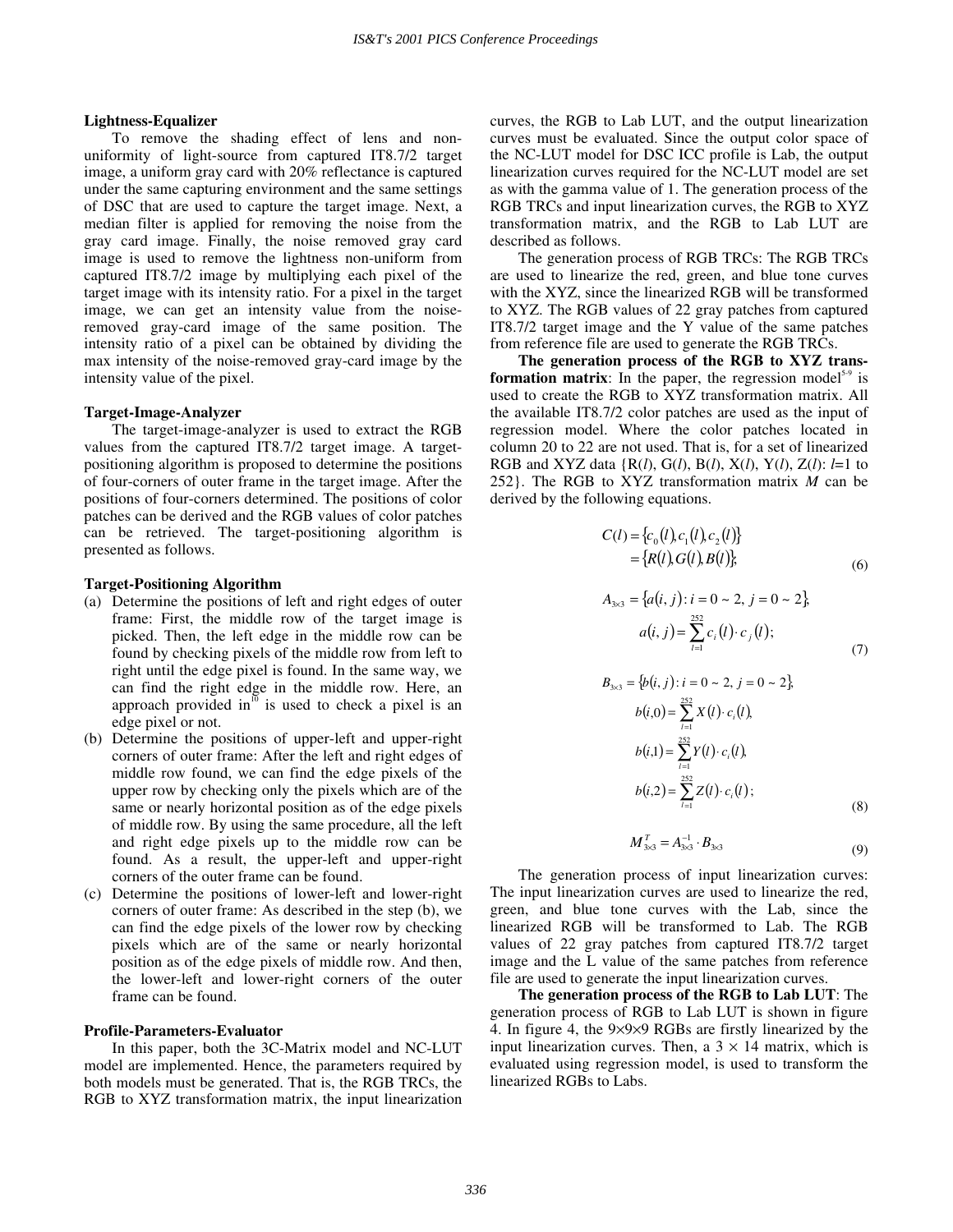**Lightness-Equalizer**

To remove the shading effect of lens and non-uniformity of light-source from captured IT8.7/2 target image, a uniform gray card with 20% reflectance is captured under the same capturing environment and the same settings of DSC that are used to capture the target image. Next, a median filter is applied for removing the noise from the gray card image. Finally, the noise removed gray card image is used to remove the lightness non-uniform from captured IT8.7/2 image by multiplying each pixel of the target image with its intensity ratio. For a pixel in the target image, we can get an intensity value from the noise-removed gray-card image of the same position. The intensity ratio of a pixel can be obtained by dividing the max intensity of the noise-removed gray-card image by the intensity value of the pixel.

**Target-Image-Analyzer**

The target-image-analyzer is used to extract the RGB values from the captured IT8.7/2 target image. A target-positioning algorithm is proposed to determine the positions of four-corners of outer frame in the target image. After the positions of four-corners determined. The positions of color patches can be derived and the RGB values of color patches can be retrieved. The target-positioning algorithm is presented as follows.

**Target-Positioning Algorithm**

(a) Determine the positions of left and right edges of outer frame: First, the middle row of the target image is picked. Then, the left edge in the middle row can be found by checking pixels of the middle row from left to right until the edge pixel is found. In the same way, we can find the right edge in the middle row. Here, an approach provided in[10] is used to check a pixel is an edge pixel or not.

(b) Determine the positions of upper-left and upper-right corners of outer frame: After the left and right edges of middle row found, we can find the edge pixels of the upper row by checking only the pixels which are of the same or nearly horizontal position as of the edge pixels of middle row. By using the same procedure, all the left and right edge pixels up to the middle row can be found. As a result, the upper-left and upper-right corners of the outer frame can be found.

(c) Determine the positions of lower-left and lower-right corners of outer frame: As described in the step (b), we can find the edge pixels of the lower row by checking pixels which are of the same or nearly horizontal position as of the edge pixels of middle row. And then, the lower-left and lower-right corners of the outer frame can be found.

**Profile-Parameters-Evaluator**

In this paper, both the 3C-Matrix model and NC-LUT model are implemented. Hence, the parameters required by both models must be generated. That is, the RGB TRCs, the RGB to XYZ transformation matrix, the input linearization curves, the RGB to Lab LUT, and the output linearization curves must be evaluated. Since the output color space of the NC-LUT model for DSC ICC profile is Lab, the output linearization curves required for the NC-LUT model are set as with the gamma value of 1. The generation process of the RGB TRCs and input linearization curves, the RGB to XYZ transformation matrix, and the RGB to Lab LUT are described as follows.

The generation process of RGB TRCs: The RGB TRCs are used to linearize the red, green, and blue tone curves with the XYZ, since the linearized RGB will be transformed to XYZ. The RGB values of 22 gray patches from captured IT8.7/2 target image and the Y value of the same patches from reference file are used to generate the RGB TRCs.

**The generation process of the RGB to XYZ transformation matrix**: In the paper, the regression model[5-9] is used to create the RGB to XYZ transformation matrix. All the available IT8.7/2 color patches are used as the input of regression model. Where the color patches located in column 20 to 22 are not used. That is, for a set of linearized RGB and XYZ data {R(*l*), G(*l*), B(*l*), X(*l*), Y(*l*), Z(*l*): *l*=1 to 252}. The RGB to XYZ transformation matrix *M* can be derived by the following equations.

$$
\begin{aligned}
C(l) &= \{c_0(l), c_1(l), c_2(l)\} \\
&= \{R(l), G(l), B(l)\};
\end{aligned}
\tag{6}
$$

$$
\begin{aligned}
A_{3\times 3} &= \{a(i,j) : i = 0 \sim 2,\ j = 0 \sim 2\}, \\
a(i,j) &= \sum_{l=1}^{252} c_i(l) \cdot c_j(l);
\end{aligned}
\tag{7}
$$

$$
\begin{aligned}
B_{3\times 3} &= \{b(i,j) : i = 0 \sim 2,\ j = 0 \sim 2\}, \\
b(i,0) &= \sum_{l=1}^{252} X(l) \cdot c_i(l), \\
b(i,1) &= \sum_{l=1}^{252} Y(l) \cdot c_i(l), \\
b(i,2) &= \sum_{l=1}^{252} Z(l) \cdot c_i(l);
\end{aligned}
\tag{8}
$$

$$
M_{3\times 3}^{T} = A_{3\times 3}^{-1} \cdot B_{3\times 3}
\tag{9}
$$

The generation process of input linearization curves: The input linearization curves are used to linearize the red, green, and blue tone curves with the Lab, since the linearized RGB will be transformed to Lab. The RGB values of 22 gray patches from captured IT8.7/2 target image and the L value of the same patches from reference file are used to generate the input linearization curves.

**The generation process of the RGB to Lab LUT**: The generation process of RGB to Lab LUT is shown in figure 4. In figure 4, the 9×9×9 RGBs are firstly linearized by the input linearization curves. Then, a 3 × 14 matrix, which is evaluated using regression model, is used to transform the linearized RGBs to Labs.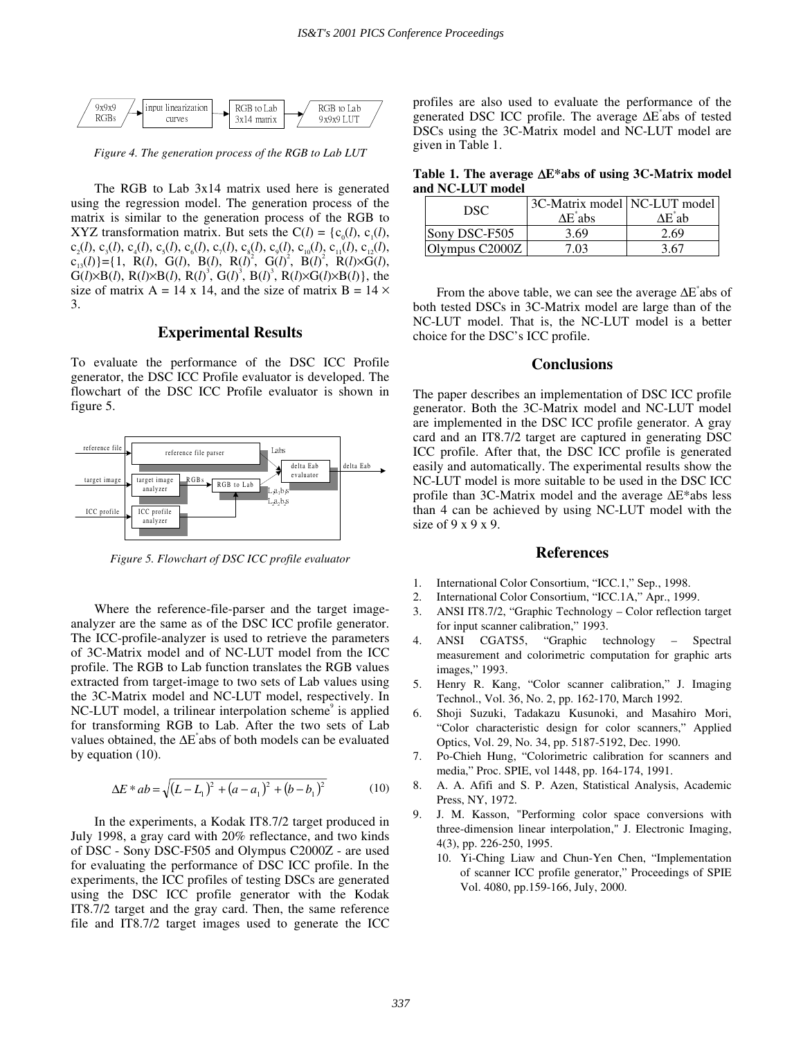9x9x9 RGBs → input linearization curves → RGB to Lab 3x14 matrix → RGB to Lab 9x9x9 LUT

*Figure 4. The generation process of the RGB to Lab LUT*

The RGB to Lab 3x14 matrix used here is generated using the regression model. The generation process of the matrix is similar to the generation process of the RGB to XYZ transformation matrix. But sets the $C(l) = \{c_0(l), c_1(l), c_2(l), c_3(l), c_4(l), c_5(l), c_6(l), c_7(l), c_8(l), c_9(l), c_{10}(l), c_{11}(l), c_{12}(l), c_{13}(l)\} = \{1, R(l), G(l), B(l), R(l)^2, G(l)^2, B(l)^2, R(l)\times G(l), G(l)\times B(l), R(l)\times B(l), R(l)^3, G(l)^3, B(l)^3, R(l)\times G(l)\times B(l)\}$, the size of matrix A = 14 x 14, and the size of matrix B = 14 × 3.

## Experimental Results

To evaluate the performance of the DSC ICC Profile generator, the DSC ICC Profile evaluator is developed. The flowchart of the DSC ICC Profile evaluator is shown in figure 5.

reference file → reference file parser → Labs → delta Eab evaluator → delta Eab
target image → target image analyzer → RGBs → RGB to Lab → $L_1a_1b_1s$, $L_2a_2b_2s$
ICC profile → ICC profile analyzer → RGB to Lab

*Figure 5. Flowchart of DSC ICC profile evaluator*

Where the reference-file-parser and the target image-analyzer are the same as of the DSC ICC profile generator. The ICC-profile-analyzer is used to retrieve the parameters of 3C-Matrix model and of NC-LUT model from the ICC profile. The RGB to Lab function translates the RGB values extracted from target-image to two sets of Lab values using the 3C-Matrix model and NC-LUT model, respectively. In NC-LUT model, a trilinear interpolation scheme[9] is applied for transforming RGB to Lab. After the two sets of Lab values obtained, the $\Delta E^*$abs of both models can be evaluated by equation (10).

$$\Delta E^*ab = \sqrt{(L-L_1)^2 + (a-a_1)^2 + (b-b_1)^2} \tag{10}$$

In the experiments, a Kodak IT8.7/2 target produced in July 1998, a gray card with 20% reflectance, and two kinds of DSC - Sony DSC-F505 and Olympus C2000Z - are used for evaluating the performance of DSC ICC profile. In the experiments, the ICC profiles of testing DSCs are generated using the DSC ICC profile generator with the Kodak IT8.7/2 target and the gray card. Then, the same reference file and IT8.7/2 target images used to generate the ICC profiles are also used to evaluate the performance of the generated DSC ICC profile. The average $\Delta E^*$abs of tested DSCs using the 3C-Matrix model and NC-LUT model are given in Table 1.

**Table 1. The average ΔE\*abs of using 3C-Matrix model and NC-LUT model**

| DSC | 3C-Matrix model $\Delta E^*$abs | NC-LUT model $\Delta E^*$ab |
|---|---|---|
| Sony DSC-F505 | 3.69 | 2.69 |
| Olympus C2000Z | 7.03 | 3.67 |

From the above table, we can see the average $\Delta E^*$abs of both tested DSCs in 3C-Matrix model are large than of the NC-LUT model. That is, the NC-LUT model is a better choice for the DSC's ICC profile.

## Conclusions

The paper describes an implementation of DSC ICC profile generator. Both the 3C-Matrix model and NC-LUT model are implemented in the DSC ICC profile generator. A gray card and an IT8.7/2 target are captured in generating DSC ICC profile. After that, the DSC ICC profile is generated easily and automatically. The experimental results show the NC-LUT model is more suitable to be used in the DSC ICC profile than 3C-Matrix model and the average ΔE\*abs less than 4 can be achieved by using NC-LUT model with the size of 9 x 9 x 9.

## References

1. International Color Consortium, "ICC.1," Sep., 1998.
2. International Color Consortium, "ICC.1A," Apr., 1999.
3. ANSI IT8.7/2, "Graphic Technology – Color reflection target for input scanner calibration," 1993.
4. ANSI CGATS5, "Graphic technology – Spectral measurement and colorimetric computation for graphic arts images," 1993.
5. Henry R. Kang, "Color scanner calibration," J. Imaging Technol., Vol. 36, No. 2, pp. 162-170, March 1992.
6. Shoji Suzuki, Tadakazu Kusunoki, and Masahiro Mori, "Color characteristic design for color scanners," Applied Optics, Vol. 29, No. 34, pp. 5187-5192, Dec. 1990.
7. Po-Chieh Hung, "Colorimetric calibration for scanners and media," Proc. SPIE, vol 1448, pp. 164-174, 1991.
8. A. A. Afifi and S. P. Azen, Statistical Analysis, Academic Press, NY, 1972.
9. J. M. Kasson, "Performing color space conversions with three-dimension linear interpolation," J. Electronic Imaging, 4(3), pp. 226-250, 1995.
10. Yi-Ching Liaw and Chun-Yen Chen, "Implementation of scanner ICC profile generator," Proceedings of SPIE Vol. 4080, pp.159-166, July, 2000.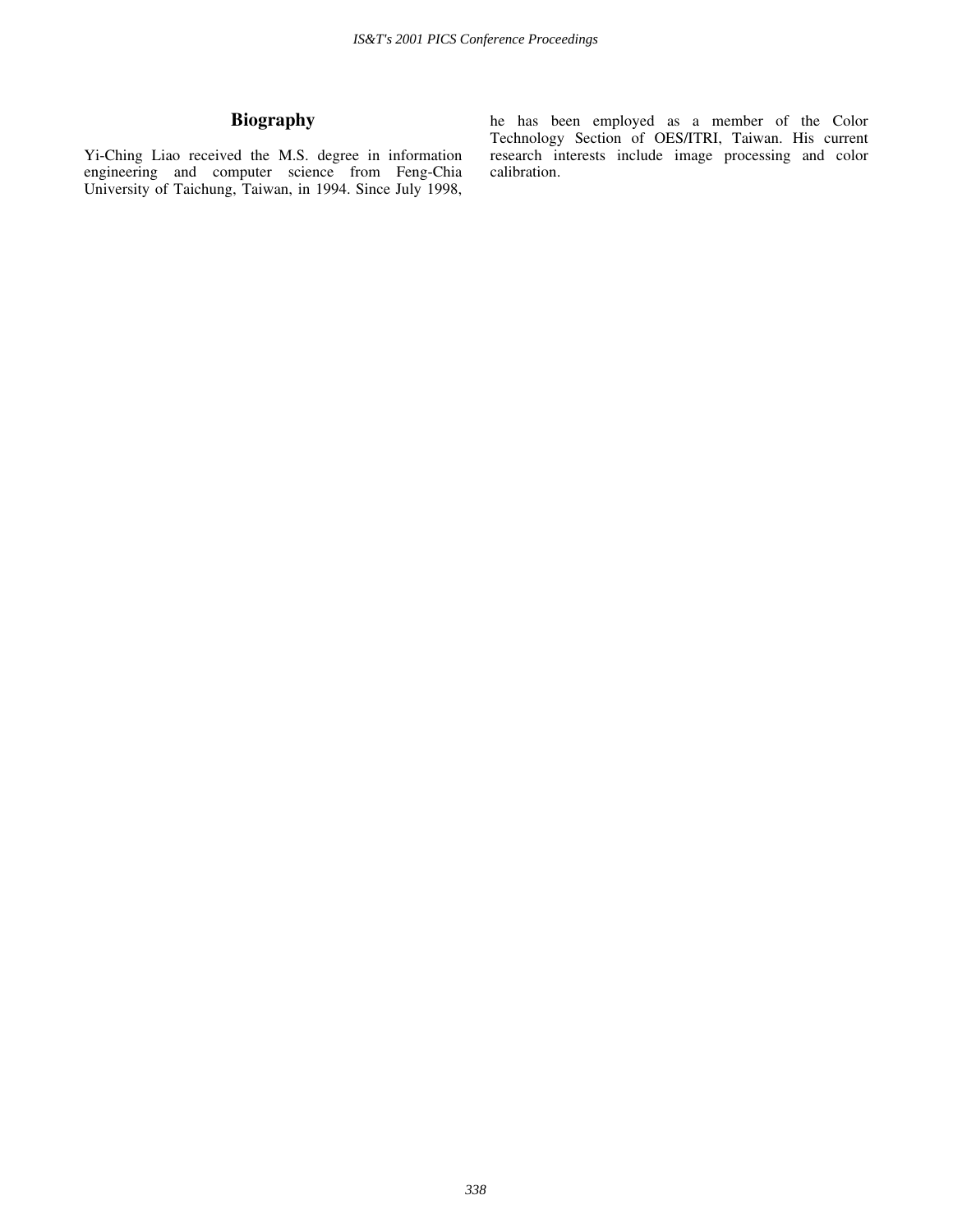## Biography

Yi-Ching Liao received the M.S. degree in information engineering and computer science from Feng-Chia University of Taichung, Taiwan, in 1994. Since July 1998, he has been employed as a member of the Color Technology Section of OES/ITRI, Taiwan. His current research interests include image processing and color calibration.